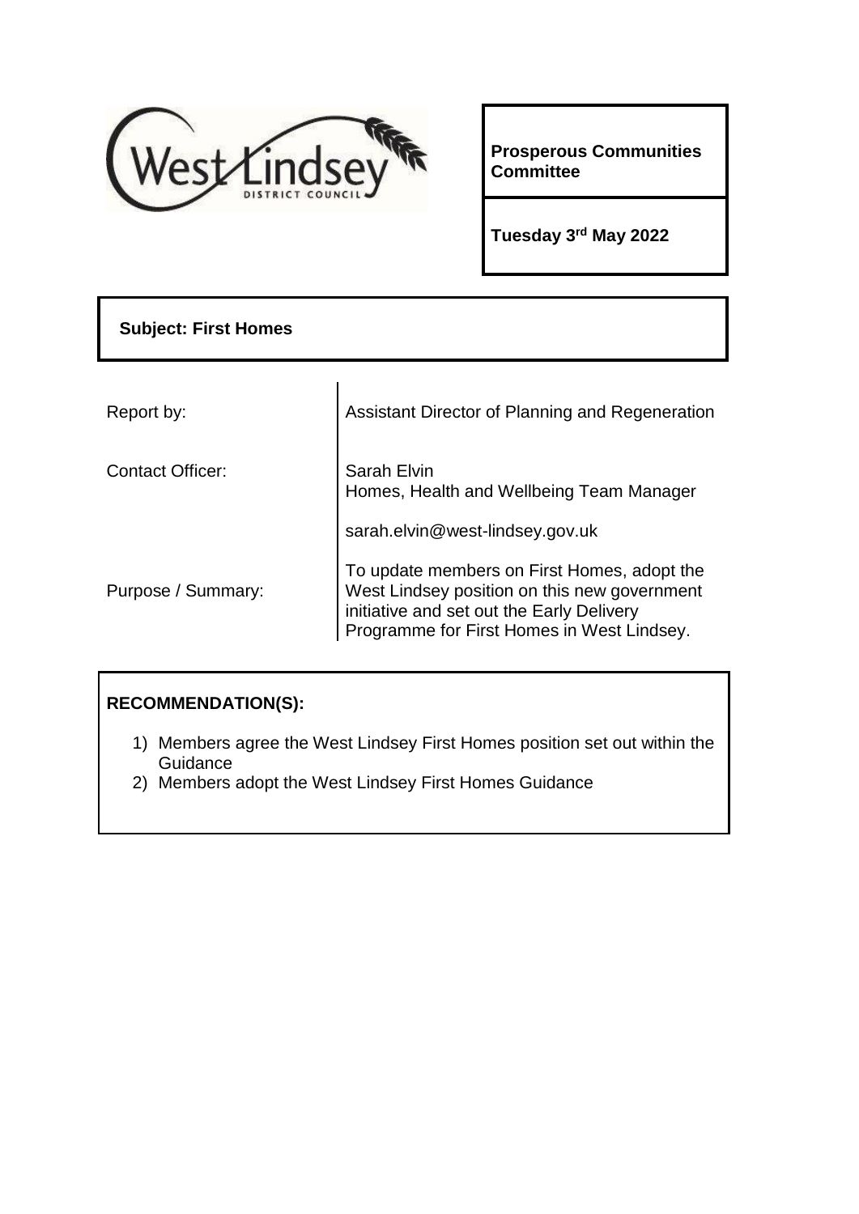**Prosperous Communities Committee**

**Tuesday 3rd May 2022**

**Subject: First Homes**

| | |
|---|---|
| Report by: | Assistant Director of Planning and Regeneration |
| Contact Officer: | Sarah Elvin<br>Homes, Health and Wellbeing Team Manager<br><br>sarah.elvin@west-lindsey.gov.uk |
| Purpose / Summary: | To update members on First Homes, adopt the West Lindsey position on this new government initiative and set out the Early Delivery Programme for First Homes in West Lindsey. |

**RECOMMENDATION(S):**

1) Members agree the West Lindsey First Homes position set out within the Guidance
2) Members adopt the West Lindsey First Homes Guidance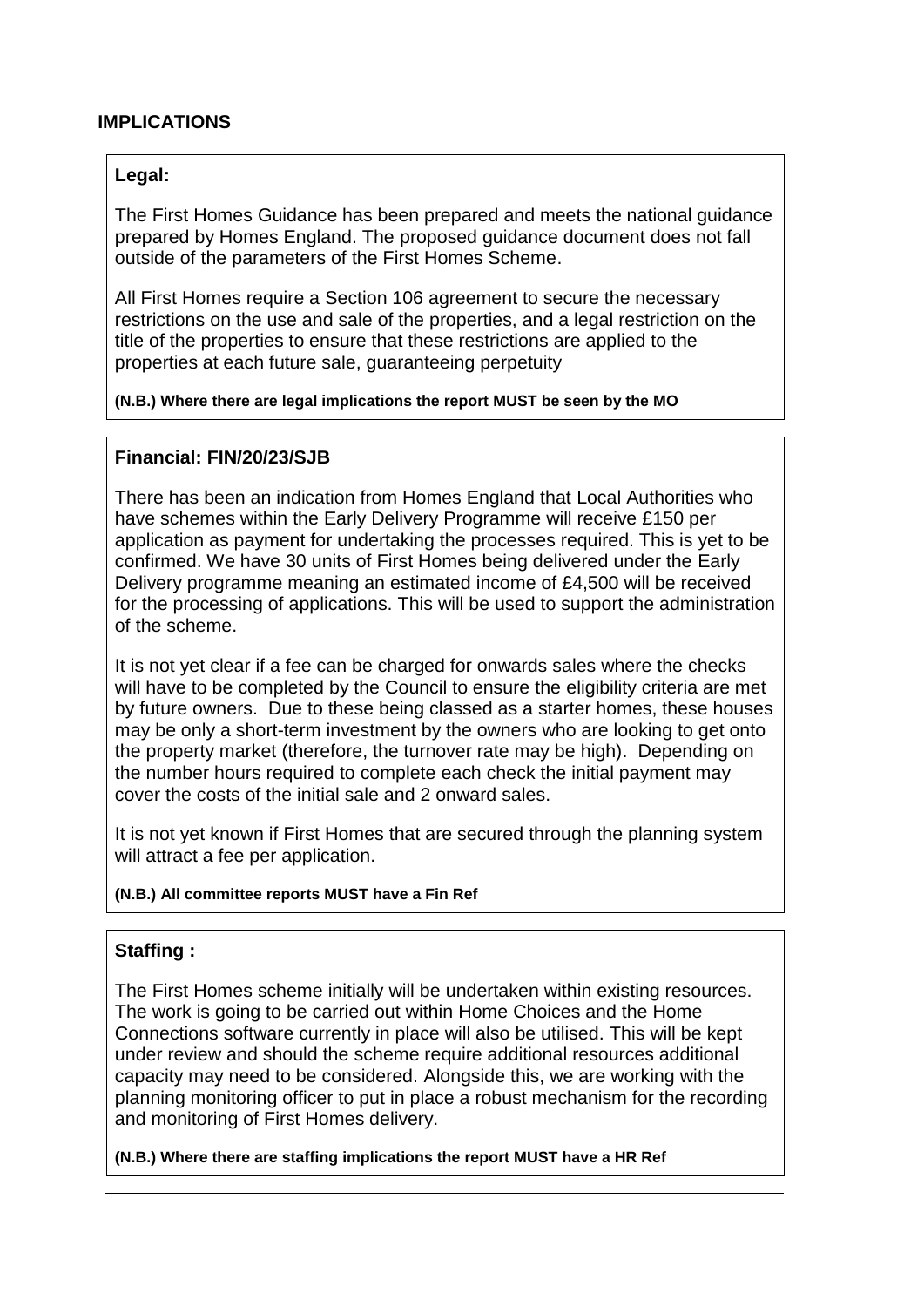## IMPLICATIONS

### Legal:

The First Homes Guidance has been prepared and meets the national guidance prepared by Homes England. The proposed guidance document does not fall outside of the parameters of the First Homes Scheme.

All First Homes require a Section 106 agreement to secure the necessary restrictions on the use and sale of the properties, and a legal restriction on the title of the properties to ensure that these restrictions are applied to the properties at each future sale, guaranteeing perpetuity

**(N.B.) Where there are legal implications the report MUST be seen by the MO**

### Financial: FIN/20/23/SJB

There has been an indication from Homes England that Local Authorities who have schemes within the Early Delivery Programme will receive £150 per application as payment for undertaking the processes required. This is yet to be confirmed. We have 30 units of First Homes being delivered under the Early Delivery programme meaning an estimated income of £4,500 will be received for the processing of applications. This will be used to support the administration of the scheme.

It is not yet clear if a fee can be charged for onwards sales where the checks will have to be completed by the Council to ensure the eligibility criteria are met by future owners. Due to these being classed as a starter homes, these houses may be only a short-term investment by the owners who are looking to get onto the property market (therefore, the turnover rate may be high). Depending on the number hours required to complete each check the initial payment may cover the costs of the initial sale and 2 onward sales.

It is not yet known if First Homes that are secured through the planning system will attract a fee per application.

**(N.B.) All committee reports MUST have a Fin Ref**

### Staffing :

The First Homes scheme initially will be undertaken within existing resources. The work is going to be carried out within Home Choices and the Home Connections software currently in place will also be utilised. This will be kept under review and should the scheme require additional resources additional capacity may need to be considered. Alongside this, we are working with the planning monitoring officer to put in place a robust mechanism for the recording and monitoring of First Homes delivery.

**(N.B.) Where there are staffing implications the report MUST have a HR Ref**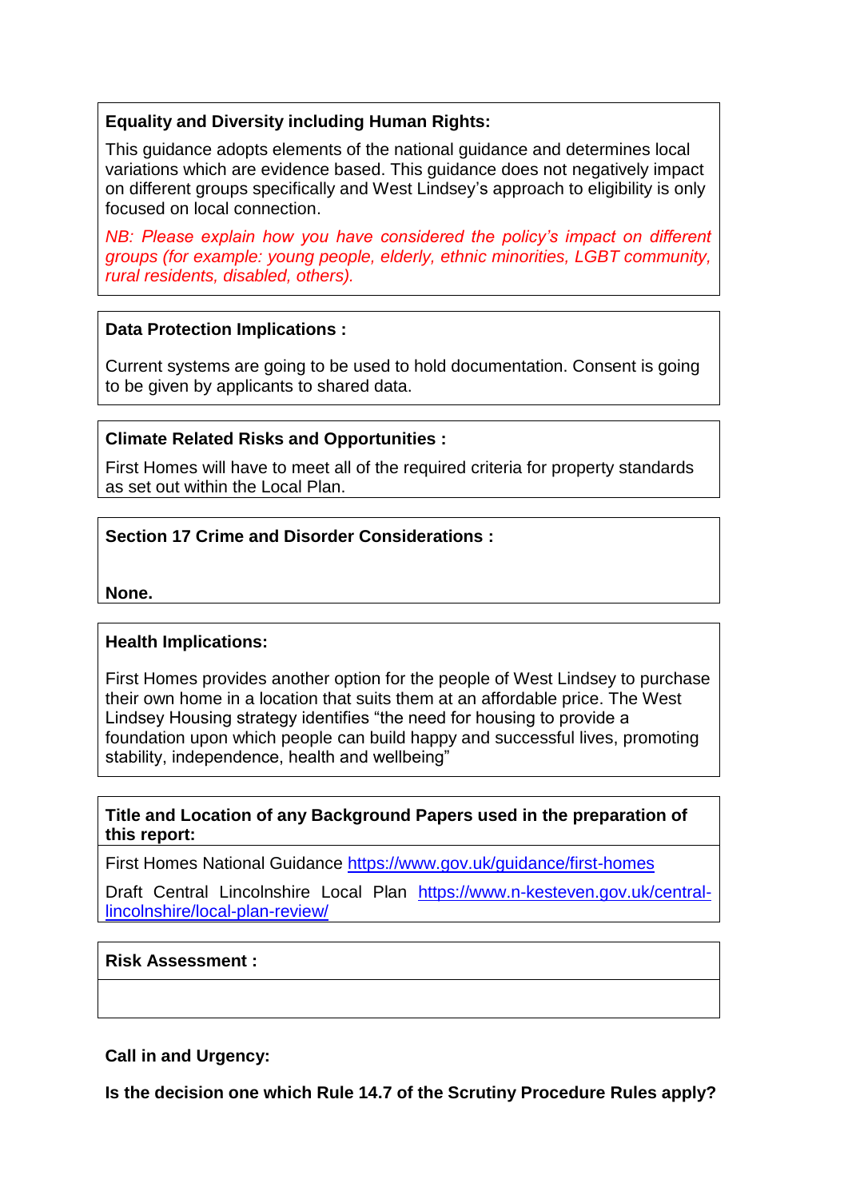**Equality and Diversity including Human Rights:**

This guidance adopts elements of the national guidance and determines local variations which are evidence based. This guidance does not negatively impact on different groups specifically and West Lindsey's approach to eligibility is only focused on local connection.

*NB: Please explain how you have considered the policy's impact on different groups (for example: young people, elderly, ethnic minorities, LGBT community, rural residents, disabled, others).*

**Data Protection Implications :**

Current systems are going to be used to hold documentation. Consent is going to be given by applicants to shared data.

**Climate Related Risks and Opportunities :**

First Homes will have to meet all of the required criteria for property standards as set out within the Local Plan.

**Section 17 Crime and Disorder Considerations :**

**None.**

**Health Implications:**

First Homes provides another option for the people of West Lindsey to purchase their own home in a location that suits them at an affordable price. The West Lindsey Housing strategy identifies "the need for housing to provide a foundation upon which people can build happy and successful lives, promoting stability, independence, health and wellbeing"

**Title and Location of any Background Papers used in the preparation of this report:**

First Homes National Guidance https://www.gov.uk/guidance/first-homes

Draft Central Lincolnshire Local Plan https://www.n-kesteven.gov.uk/central-lincolnshire/local-plan-review/

**Risk Assessment :**

**Call in and Urgency:**

**Is the decision one which Rule 14.7 of the Scrutiny Procedure Rules apply?**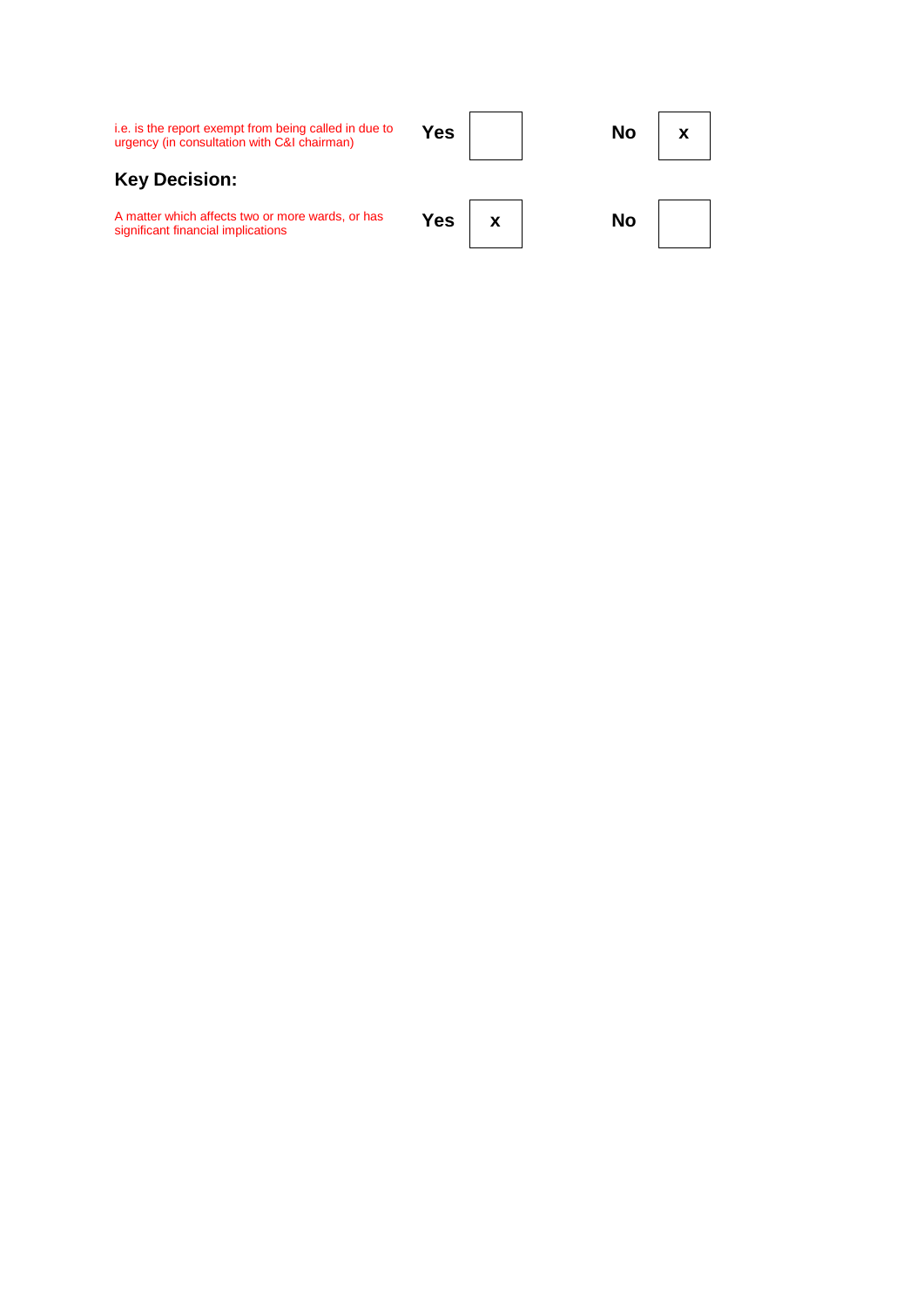| | | | | |
|---|---|---|---|---|
| i.e. is the report exempt from being called in due to urgency (in consultation with C&I chairman) | **Yes** | | **No** | **x** |

## Key Decision:

| | | | | |
|---|---|---|---|---|
| A matter which affects two or more wards, or has significant financial implications | **Yes** | **x** | **No** | |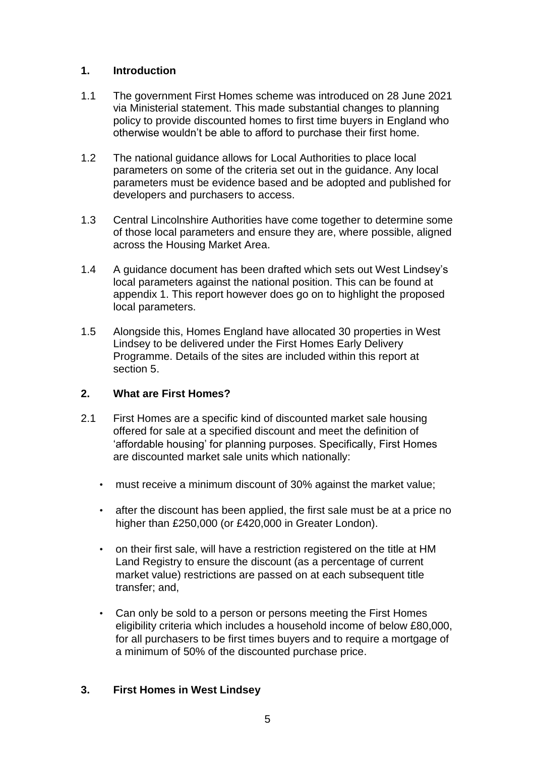## 1. Introduction

1.1 The government First Homes scheme was introduced on 28 June 2021 via Ministerial statement. This made substantial changes to planning policy to provide discounted homes to first time buyers in England who otherwise wouldn't be able to afford to purchase their first home.

1.2 The national guidance allows for Local Authorities to place local parameters on some of the criteria set out in the guidance. Any local parameters must be evidence based and be adopted and published for developers and purchasers to access.

1.3 Central Lincolnshire Authorities have come together to determine some of those local parameters and ensure they are, where possible, aligned across the Housing Market Area.

1.4 A guidance document has been drafted which sets out West Lindsey's local parameters against the national position. This can be found at appendix 1. This report however does go on to highlight the proposed local parameters.

1.5 Alongside this, Homes England have allocated 30 properties in West Lindsey to be delivered under the First Homes Early Delivery Programme. Details of the sites are included within this report at section 5.

## 2. What are First Homes?

2.1 First Homes are a specific kind of discounted market sale housing offered for sale at a specified discount and meet the definition of 'affordable housing' for planning purposes. Specifically, First Homes are discounted market sale units which nationally:

- must receive a minimum discount of 30% against the market value;
- after the discount has been applied, the first sale must be at a price no higher than £250,000 (or £420,000 in Greater London).
- on their first sale, will have a restriction registered on the title at HM Land Registry to ensure the discount (as a percentage of current market value) restrictions are passed on at each subsequent title transfer; and,
- Can only be sold to a person or persons meeting the First Homes eligibility criteria which includes a household income of below £80,000, for all purchasers to be first times buyers and to require a mortgage of a minimum of 50% of the discounted purchase price.

## 3. First Homes in West Lindsey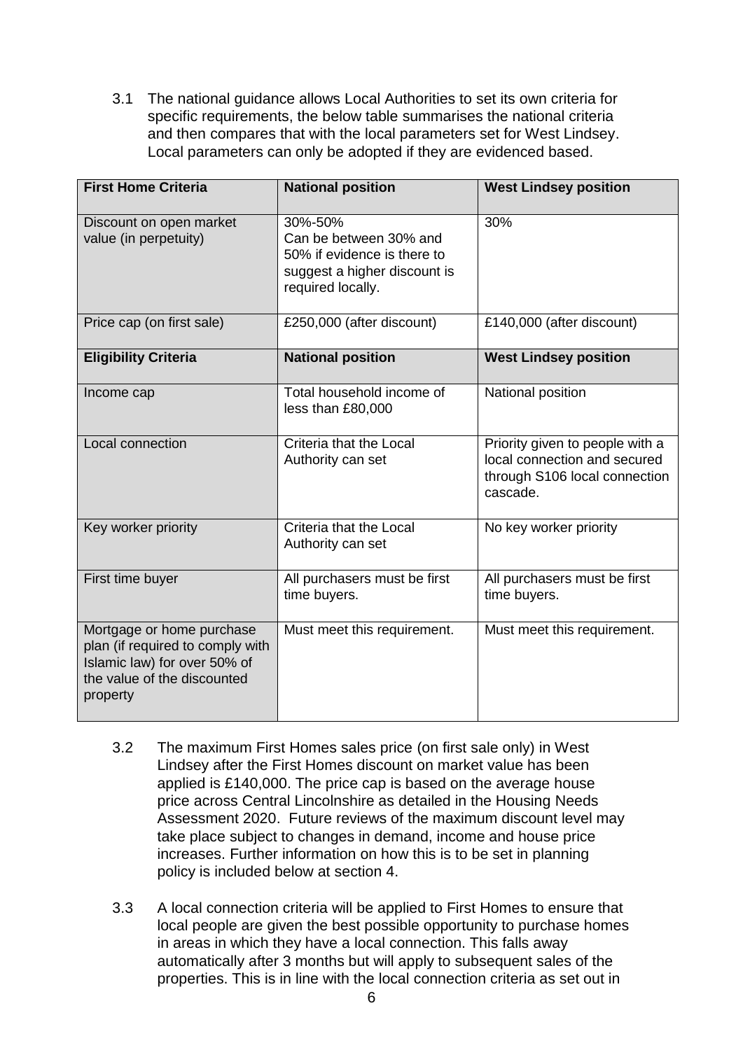3.1 The national guidance allows Local Authorities to set its own criteria for specific requirements, the below table summarises the national criteria and then compares that with the local parameters set for West Lindsey. Local parameters can only be adopted if they are evidenced based.

| **First Home Criteria** | **National position** | **West Lindsey position** |
|---|---|---|
| Discount on open market value (in perpetuity) | 30%-50%<br>Can be between 30% and 50% if evidence is there to suggest a higher discount is required locally. | 30% |
| Price cap (on first sale) | £250,000 (after discount) | £140,000 (after discount) |
| **Eligibility Criteria** | **National position** | **West Lindsey position** |
| Income cap | Total household income of less than £80,000 | National position |
| Local connection | Criteria that the Local Authority can set | Priority given to people with a local connection and secured through S106 local connection cascade. |
| Key worker priority | Criteria that the Local Authority can set | No key worker priority |
| First time buyer | All purchasers must be first time buyers. | All purchasers must be first time buyers. |
| Mortgage or home purchase plan (if required to comply with Islamic law) for over 50% of the value of the discounted property | Must meet this requirement. | Must meet this requirement. |

3.2 The maximum First Homes sales price (on first sale only) in West Lindsey after the First Homes discount on market value has been applied is £140,000. The price cap is based on the average house price across Central Lincolnshire as detailed in the Housing Needs Assessment 2020. Future reviews of the maximum discount level may take place subject to changes in demand, income and house price increases. Further information on how this is to be set in planning policy is included below at section 4.

3.3 A local connection criteria will be applied to First Homes to ensure that local people are given the best possible opportunity to purchase homes in areas in which they have a local connection. This falls away automatically after 3 months but will apply to subsequent sales of the properties. This is in line with the local connection criteria as set out in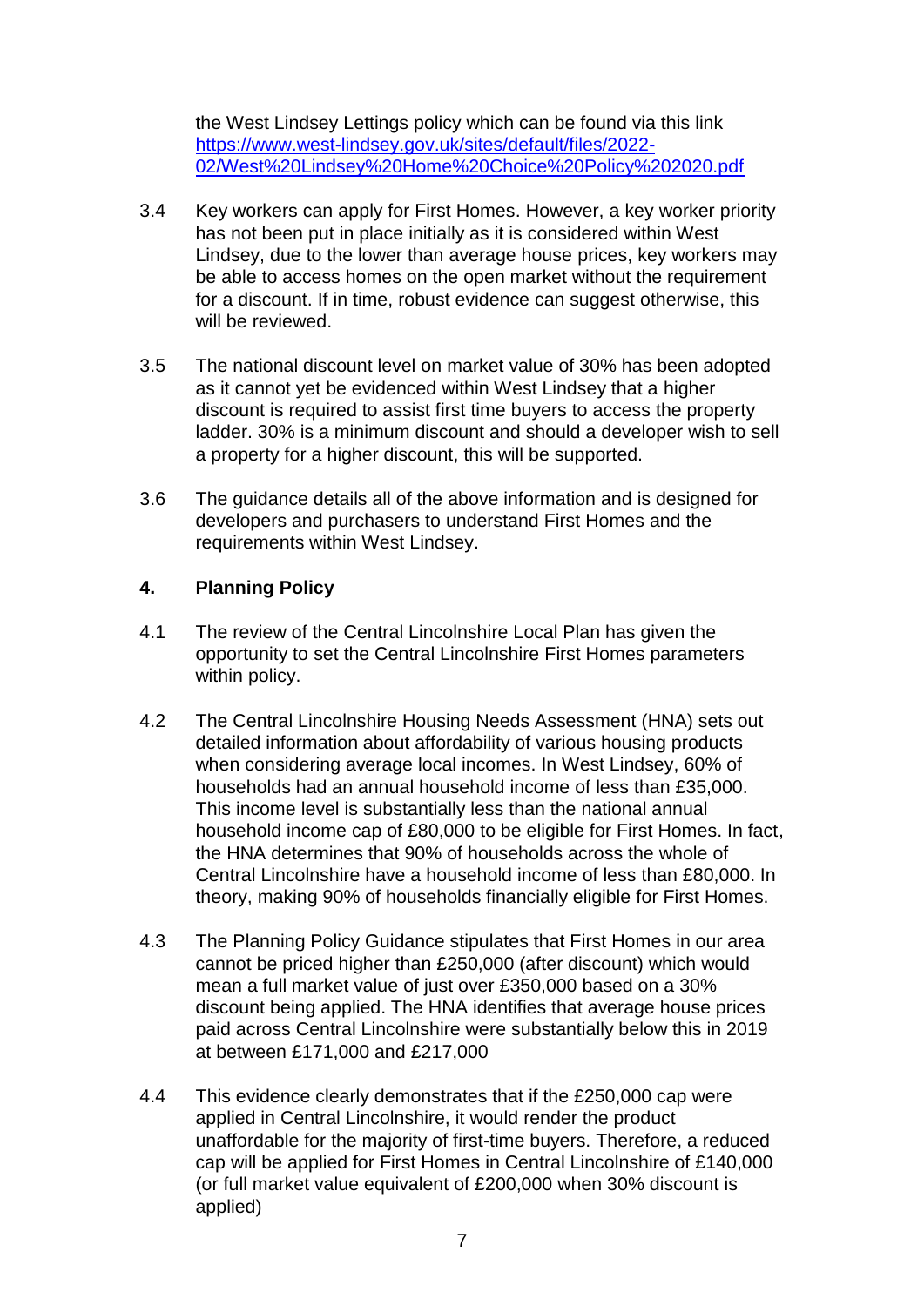the West Lindsey Lettings policy which can be found via this link [https://www.west-lindsey.gov.uk/sites/default/files/2022-02/West%20Lindsey%20Home%20Choice%20Policy%202020.pdf](https://www.west-lindsey.gov.uk/sites/default/files/2022-02/West%20Lindsey%20Home%20Choice%20Policy%202020.pdf)

3.4 Key workers can apply for First Homes. However, a key worker priority has not been put in place initially as it is considered within West Lindsey, due to the lower than average house prices, key workers may be able to access homes on the open market without the requirement for a discount. If in time, robust evidence can suggest otherwise, this will be reviewed.

3.5 The national discount level on market value of 30% has been adopted as it cannot yet be evidenced within West Lindsey that a higher discount is required to assist first time buyers to access the property ladder. 30% is a minimum discount and should a developer wish to sell a property for a higher discount, this will be supported.

3.6 The guidance details all of the above information and is designed for developers and purchasers to understand First Homes and the requirements within West Lindsey.

## 4. Planning Policy

4.1 The review of the Central Lincolnshire Local Plan has given the opportunity to set the Central Lincolnshire First Homes parameters within policy.

4.2 The Central Lincolnshire Housing Needs Assessment (HNA) sets out detailed information about affordability of various housing products when considering average local incomes. In West Lindsey, 60% of households had an annual household income of less than £35,000. This income level is substantially less than the national annual household income cap of £80,000 to be eligible for First Homes. In fact, the HNA determines that 90% of households across the whole of Central Lincolnshire have a household income of less than £80,000. In theory, making 90% of households financially eligible for First Homes.

4.3 The Planning Policy Guidance stipulates that First Homes in our area cannot be priced higher than £250,000 (after discount) which would mean a full market value of just over £350,000 based on a 30% discount being applied. The HNA identifies that average house prices paid across Central Lincolnshire were substantially below this in 2019 at between £171,000 and £217,000

4.4 This evidence clearly demonstrates that if the £250,000 cap were applied in Central Lincolnshire, it would render the product unaffordable for the majority of first-time buyers. Therefore, a reduced cap will be applied for First Homes in Central Lincolnshire of £140,000 (or full market value equivalent of £200,000 when 30% discount is applied)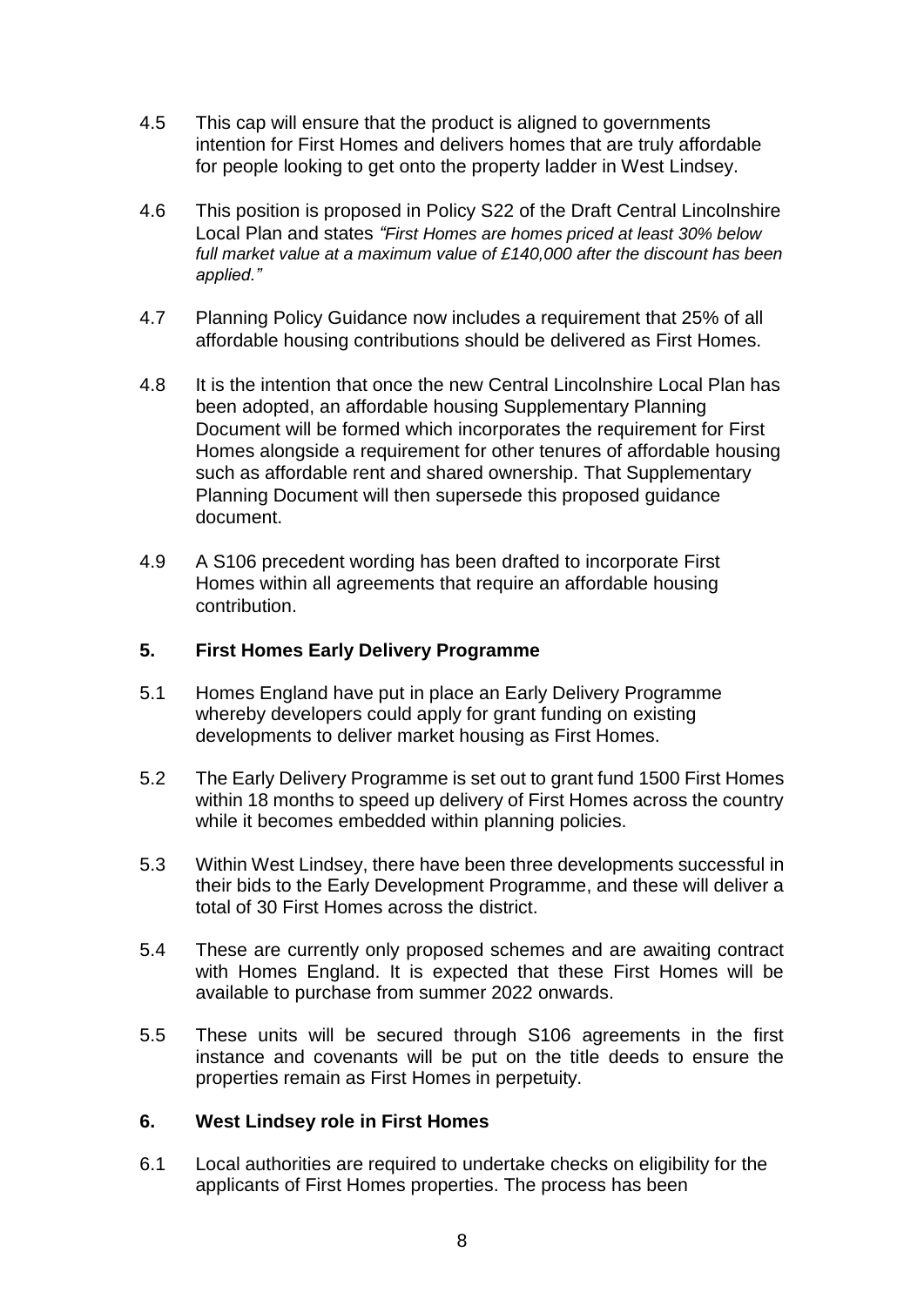4.5 This cap will ensure that the product is aligned to governments intention for First Homes and delivers homes that are truly affordable for people looking to get onto the property ladder in West Lindsey.

4.6 This position is proposed in Policy S22 of the Draft Central Lincolnshire Local Plan and states *"First Homes are homes priced at least 30% below full market value at a maximum value of £140,000 after the discount has been applied."*

4.7 Planning Policy Guidance now includes a requirement that 25% of all affordable housing contributions should be delivered as First Homes.

4.8 It is the intention that once the new Central Lincolnshire Local Plan has been adopted, an affordable housing Supplementary Planning Document will be formed which incorporates the requirement for First Homes alongside a requirement for other tenures of affordable housing such as affordable rent and shared ownership. That Supplementary Planning Document will then supersede this proposed guidance document.

4.9 A S106 precedent wording has been drafted to incorporate First Homes within all agreements that require an affordable housing contribution.

## 5. First Homes Early Delivery Programme

5.1 Homes England have put in place an Early Delivery Programme whereby developers could apply for grant funding on existing developments to deliver market housing as First Homes.

5.2 The Early Delivery Programme is set out to grant fund 1500 First Homes within 18 months to speed up delivery of First Homes across the country while it becomes embedded within planning policies.

5.3 Within West Lindsey, there have been three developments successful in their bids to the Early Development Programme, and these will deliver a total of 30 First Homes across the district.

5.4 These are currently only proposed schemes and are awaiting contract with Homes England. It is expected that these First Homes will be available to purchase from summer 2022 onwards.

5.5 These units will be secured through S106 agreements in the first instance and covenants will be put on the title deeds to ensure the properties remain as First Homes in perpetuity.

## 6. West Lindsey role in First Homes

6.1 Local authorities are required to undertake checks on eligibility for the applicants of First Homes properties. The process has been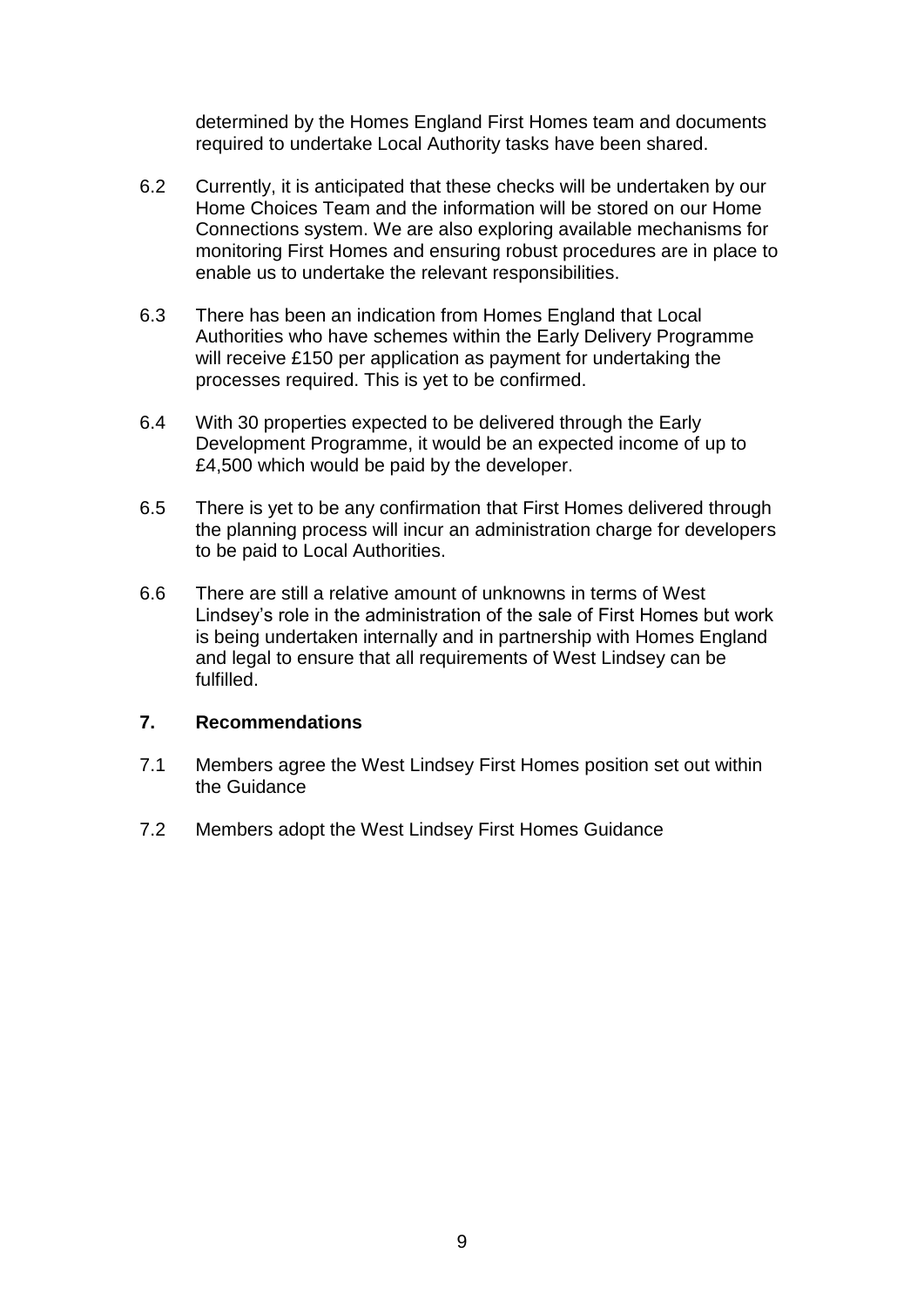determined by the Homes England First Homes team and documents required to undertake Local Authority tasks have been shared.

6.2 Currently, it is anticipated that these checks will be undertaken by our Home Choices Team and the information will be stored on our Home Connections system. We are also exploring available mechanisms for monitoring First Homes and ensuring robust procedures are in place to enable us to undertake the relevant responsibilities.

6.3 There has been an indication from Homes England that Local Authorities who have schemes within the Early Delivery Programme will receive £150 per application as payment for undertaking the processes required. This is yet to be confirmed.

6.4 With 30 properties expected to be delivered through the Early Development Programme, it would be an expected income of up to £4,500 which would be paid by the developer.

6.5 There is yet to be any confirmation that First Homes delivered through the planning process will incur an administration charge for developers to be paid to Local Authorities.

6.6 There are still a relative amount of unknowns in terms of West Lindsey's role in the administration of the sale of First Homes but work is being undertaken internally and in partnership with Homes England and legal to ensure that all requirements of West Lindsey can be fulfilled.

## 7. Recommendations

7.1 Members agree the West Lindsey First Homes position set out within the Guidance

7.2 Members adopt the West Lindsey First Homes Guidance